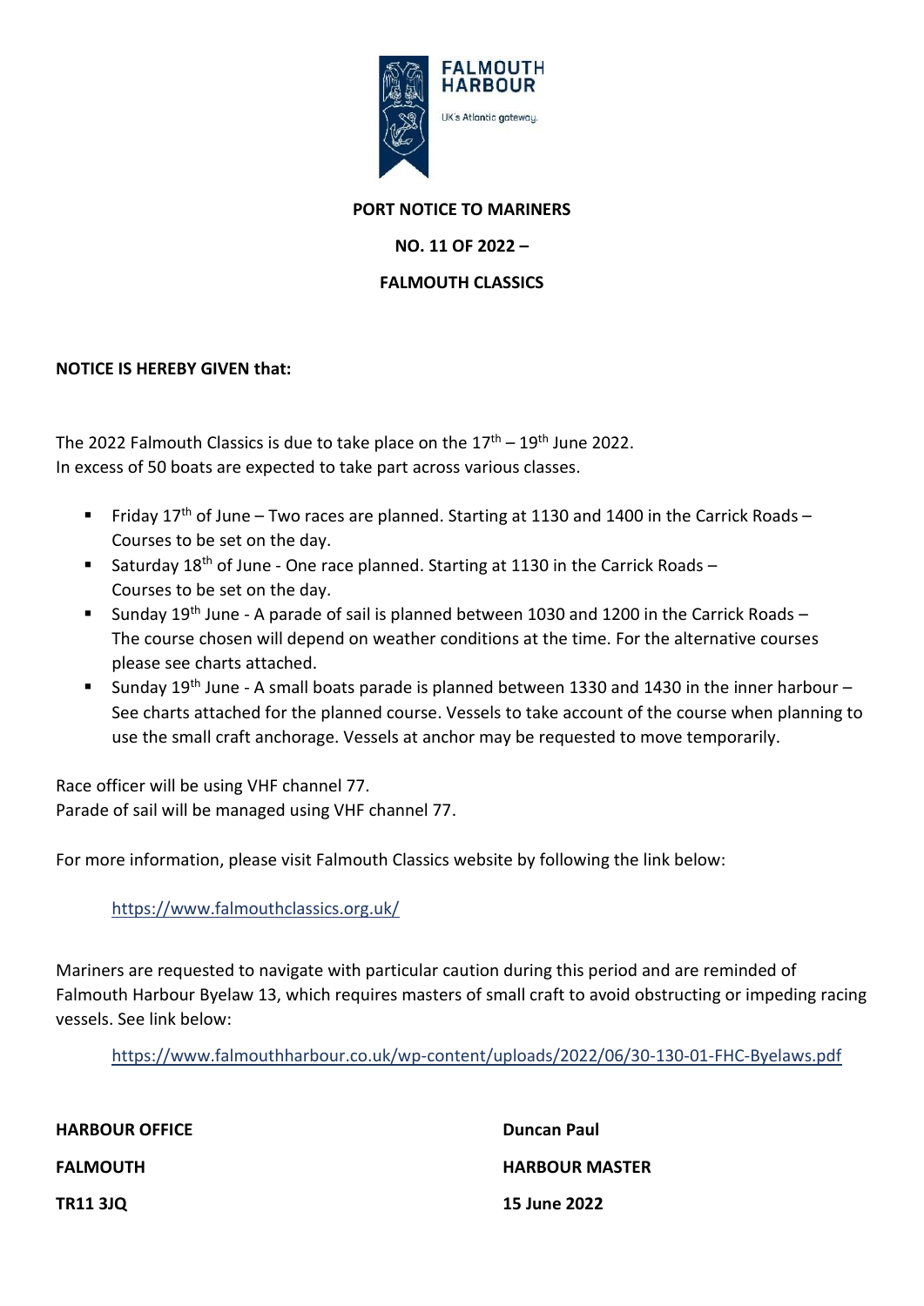FALMOUTH HARBOUR

UK's Atlantic gateway.

**PORT NOTICE TO MARINERS**

**NO. 11 OF 2022 –**

**FALMOUTH CLASSICS**

**NOTICE IS HEREBY GIVEN that:**

The 2022 Falmouth Classics is due to take place on the 17th – 19th June 2022.
In excess of 50 boats are expected to take part across various classes.

- Friday 17th of June – Two races are planned. Starting at 1130 and 1400 in the Carrick Roads – Courses to be set on the day.
- Saturday 18th of June - One race planned. Starting at 1130 in the Carrick Roads – Courses to be set on the day.
- Sunday 19th June - A parade of sail is planned between 1030 and 1200 in the Carrick Roads – The course chosen will depend on weather conditions at the time. For the alternative courses please see charts attached.
- Sunday 19th June - A small boats parade is planned between 1330 and 1430 in the inner harbour – See charts attached for the planned course. Vessels to take account of the course when planning to use the small craft anchorage. Vessels at anchor may be requested to move temporarily.

Race officer will be using VHF channel 77.
Parade of sail will be managed using VHF channel 77.

For more information, please visit Falmouth Classics website by following the link below:

https://www.falmouthclassics.org.uk/

Mariners are requested to navigate with particular caution during this period and are reminded of Falmouth Harbour Byelaw 13, which requires masters of small craft to avoid obstructing or impeding racing vessels. See link below:

https://www.falmouthharbour.co.uk/wp-content/uploads/2022/06/30-130-01-FHC-Byelaws.pdf

| | |
|---|---|
| **HARBOUR OFFICE** | **Duncan Paul** |
| **FALMOUTH** | **HARBOUR MASTER** |
| **TR11 3JQ** | **15 June 2022** |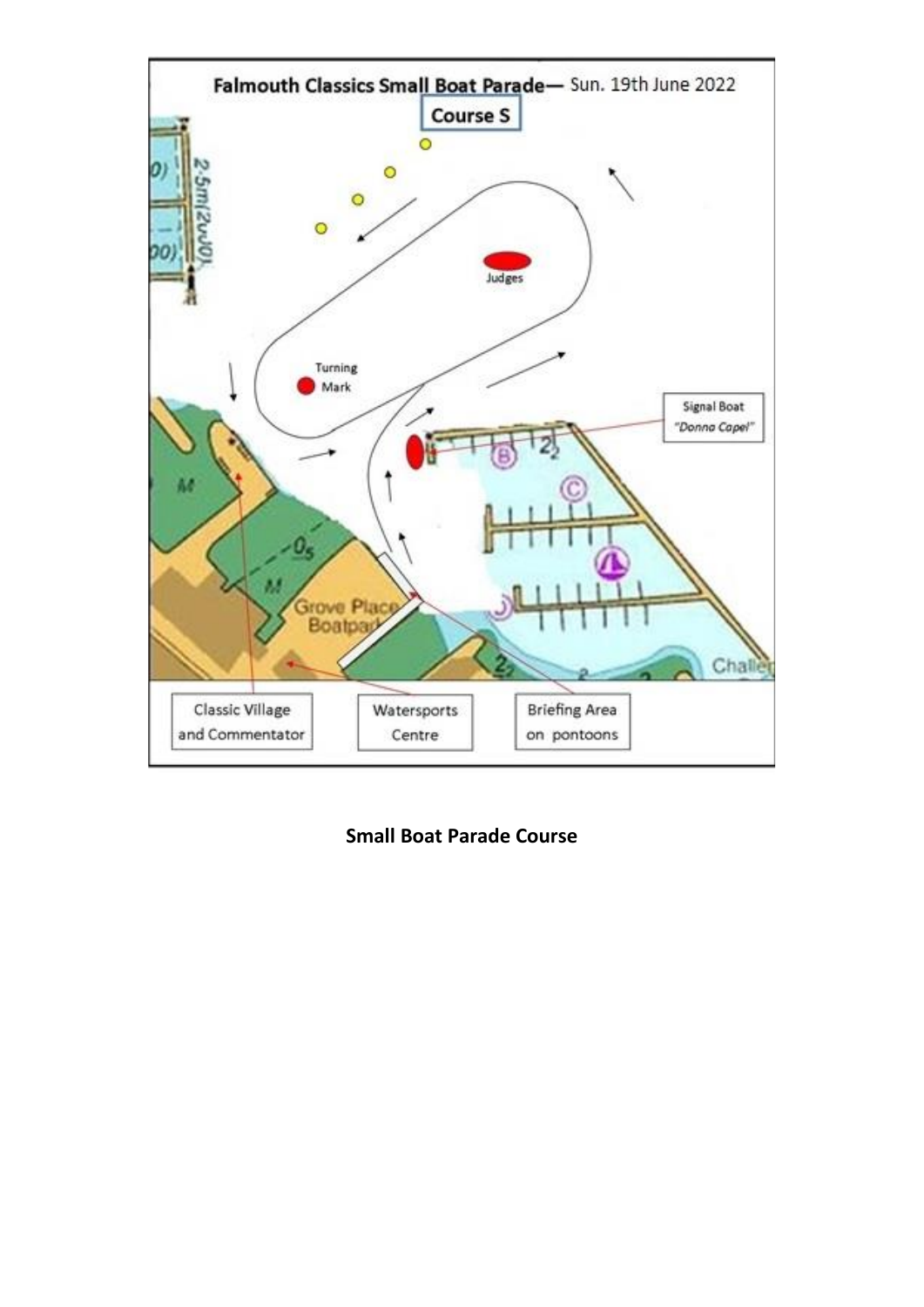**Falmouth Classics Small Boat Parade— Sun. 19th June 2022**

**Course S**

Judges

Turning Mark

Signal Boat *"Donna Capel"*

Grove Place Boatpark

Classic Village and Commentator

Watersports Centre

Briefing Area on pontoons

**Small Boat Parade Course**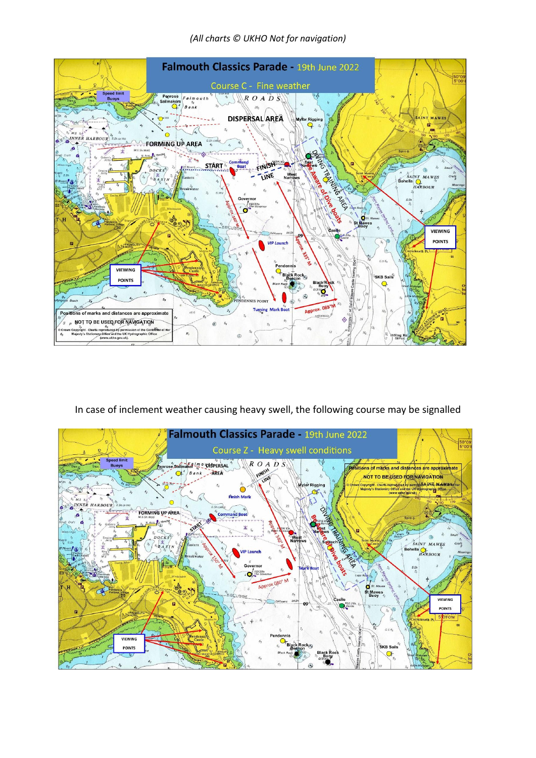*(All charts © UKHO Not for navigation)*

Falmouth Classics Parade - 19th June 2022

Course C - Fine weather

Speed limit Buoys

FORMING UP AREA

DISPERSAL AREA

START

Command Boat

FINISH LINE

DIVING TRAINING AREA

Be Aware of Dive boats

Approx 180° M

VIP Launch

Approx. 335° M

Turning Mark Boat

Approx. 085° M

VIEWING POINTS

VIEWING POINTS

Positions of marks and distances are approximate

NOT TO BE USED FOR NAVIGATION

© Crown Copyright . Charts reproduced by permission of the Controller of Her Majesty's Stationery Office and the UK Hydrographic Office (www.ukho.gov.uk)

In case of inclement weather causing heavy swell, the following course may be signalled

Falmouth Classics Parade - 19th June 2022

Course Z - Heavy swell conditions

Speed limit Buoys

DISPERSAL AREA

FINISH LINE

Finish Mark

FORMING UP AREA

Command Boat

START

Approx 150° M

VIP Launch

Approx 340° M

Mark Boat

Approx 080° M

DIVING TRAINING AREA

Be Aware of Dive boats

VIEWING POINTS

VIEWING POINTS

Positions of marks and distances are approximate

NOT TO BE USED FOR NAVIGATION

© Crown Copyright . Charts reproduced by permission of the Controller of Her Majesty's Stationery Office and the UK Hydrographic Office (www.ukho.gov.uk)